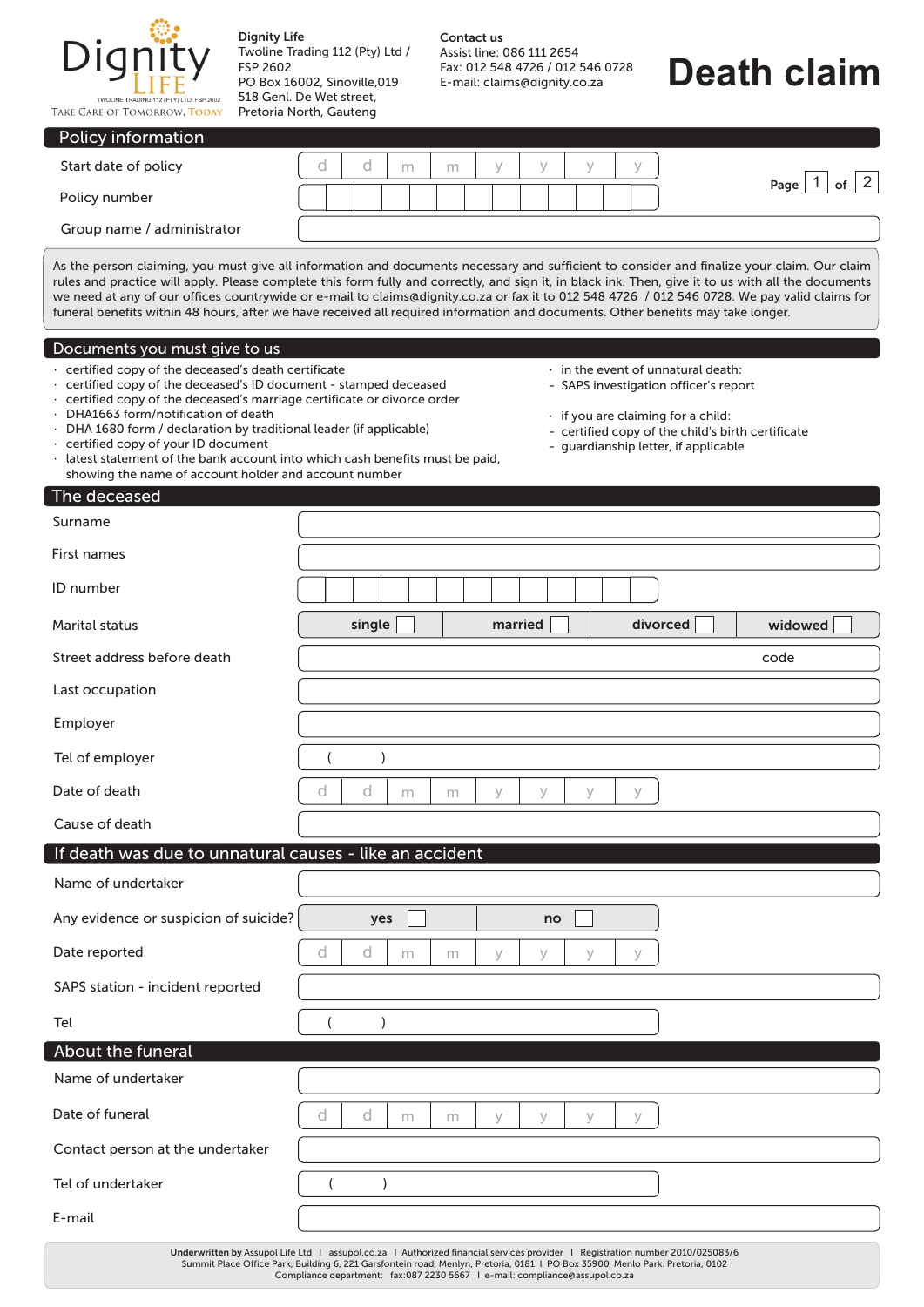Dignity LIFE
TWOLINE TRADING 112 (PTY) LTD: FSP 2602
TAKE CARE OF TOMORROW. TODAY

**Dignity Life**
Twoline Trading 112 (Pty) Ltd / FSP 2602
PO Box 16002, Sinoville,019
518 Genl. De Wet street,
Pretoria North, Gauteng

**Contact us**
Assist line: 086 111 2654
Fax: 012 548 4726 / 012 546 0728
E-mail: claims@dignity.co.za

# Death claim

## Policy information

| | |
|---|---|
| Start date of policy | d d m m y y y y |
| Policy number | |
| Group name / administrator | |

As the person claiming, you must give all information and documents necessary and sufficient to consider and finalize your claim. Our claim rules and practice will apply. Please complete this form fully and correctly, and sign it, in black ink. Then, give it to us with all the documents we need at any of our offices countrywide or e-mail to claims@dignity.co.za or fax it to 012 548 4726 / 012 546 0728. We pay valid claims for funeral benefits within 48 hours, after we have received all required information and documents. Other benefits may take longer.

## Documents you must give to us

- certified copy of the deceased's death certificate
- certified copy of the deceased's ID document - stamped deceased
- certified copy of the deceased's marriage certificate or divorce order
- DHA1663 form/notification of death
- DHA 1680 form / declaration by traditional leader (if applicable)
- certified copy of your ID document
- latest statement of the bank account into which cash benefits must be paid, showing the name of account holder and account number
- in the event of unnatural death:
  - SAPS investigation officer's report
- if you are claiming for a child:
  - certified copy of the child's birth certificate
  - guardianship letter, if applicable

## The deceased

| | |
|---|---|
| Surname | |
| First names | |
| ID number | |
| Marital status | single ☐ married ☐ divorced ☐ widowed ☐ |
| Street address before death | code |
| Last occupation | |
| Employer | |
| Tel of employer | ( ) |
| Date of death | d d m m y y y y |
| Cause of death | |

## If death was due to unnatural causes - like an accident

| | |
|---|---|
| Name of undertaker | |
| Any evidence or suspicion of suicide? | yes ☐ no ☐ |
| Date reported | d d m m y y y y |
| SAPS station - incident reported | |
| Tel | ( ) |

## About the funeral

| | |
|---|---|
| Name of undertaker | |
| Date of funeral | d d m m y y y y |
| Contact person at the undertaker | |
| Tel of undertaker | ( ) |
| E-mail | |

**Underwritten by** Assupol Life Ltd I assupol.co.za I Authorized financial services provider I Registration number 2010/025083/6
Summit Place Office Park, Building 6, 221 Garsfontein road, Menlyn, Pretoria, 0181 I PO Box 35900, Menlo Park. Pretoria, 0102
Compliance department: fax:087 2230 5667 I e-mail: compliance@assupol.co.za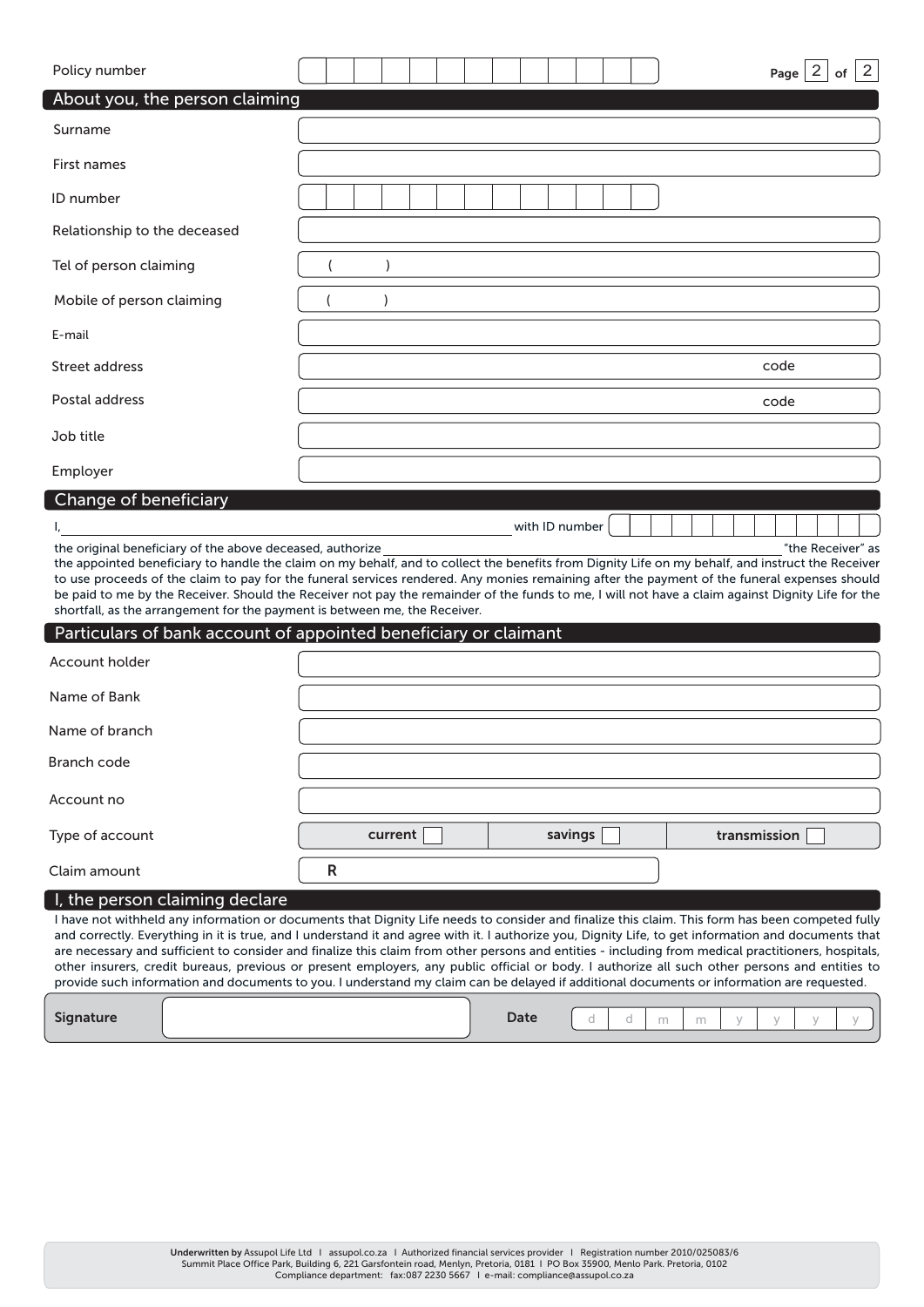Policy number

## About you, the person claiming

| | |
|---|---|
| Surname | |
| First names | |
| ID number | |
| Relationship to the deceased | |
| Tel of person claiming | ( ) |
| Mobile of person claiming | ( ) |
| E-mail | |
| Street address | code |
| Postal address | code |
| Job title | |
| Employer | |

## Change of beneficiary

I, \_\_\_\_\_\_\_\_\_\_\_\_\_\_\_\_\_\_\_\_ with ID number \_\_\_\_\_\_\_\_\_\_\_\_\_\_\_\_\_\_\_\_

the original beneficiary of the above deceased, authorize \_\_\_\_\_\_\_\_\_\_\_\_\_\_\_\_\_\_\_\_ "the Receiver" as the appointed beneficiary to handle the claim on my behalf, and to collect the benefits from Dignity Life on my behalf, and instruct the Receiver to use proceeds of the claim to pay for the funeral services rendered. Any monies remaining after the payment of the funeral expenses should be paid to me by the Receiver. Should the Receiver not pay the remainder of the funds to me, I will not have a claim against Dignity Life for the shortfall, as the arrangement for the payment is between me, the Receiver.

## Particulars of bank account of appointed beneficiary or claimant

| | | | |
|---|---|---|---|
| Account holder | | | |
| Name of Bank | | | |
| Name of branch | | | |
| Branch code | | | |
| Account no | | | |
| Type of account | current ☐ | savings ☐ | transmission ☐ |
| Claim amount | R | | |

## I, the person claiming declare

I have not withheld any information or documents that Dignity Life needs to consider and finalize this claim. This form has been competed fully and correctly. Everything in it is true, and I understand it and agree with it. I authorize you, Dignity Life, to get information and documents that are necessary and sufficient to consider and finalize this claim from other persons and entities - including from medical practitioners, hospitals, other insurers, credit bureaus, previous or present employers, any public official or body. I authorize all such other persons and entities to provide such information and documents to you. I understand my claim can be delayed if additional documents or information are requested.

**Signature** \_\_\_\_\_\_\_\_\_\_\_\_\_\_\_\_\_\_\_\_ **Date** d d m m y y y y

**Underwritten by** Assupol Life Ltd | assupol.co.za | Authorized financial services provider | Registration number 2010/025083/6
Summit Place Office Park, Building 6, 221 Garsfontein road, Menlyn, Pretoria, 0181 | PO Box 35900, Menlo Park. Pretoria, 0102
Compliance department: fax:087 2230 5667 | e-mail: compliance@assupol.co.za